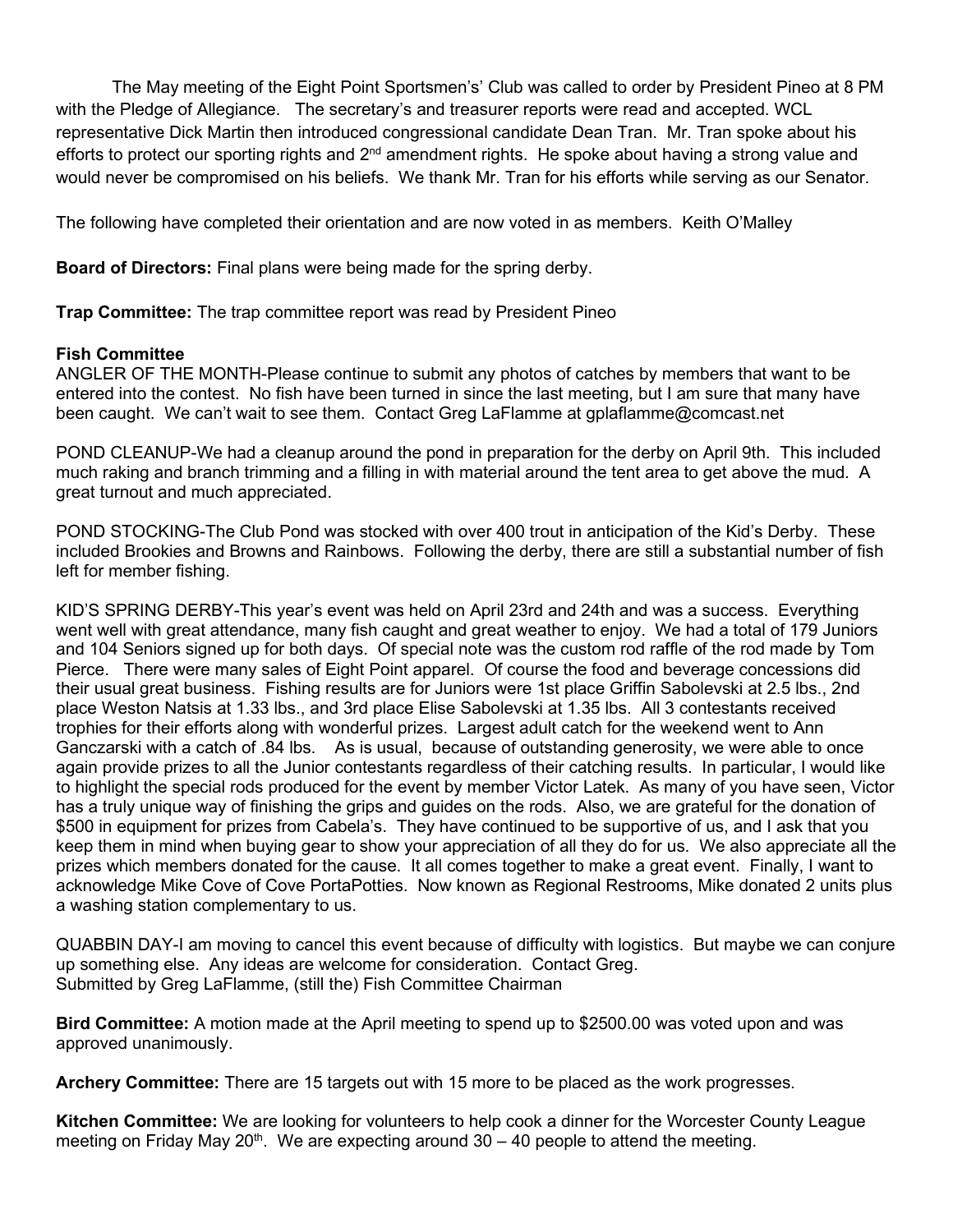The May meeting of the Eight Point Sportsmen's' Club was called to order by President Pineo at 8 PM with the Pledge of Allegiance. The secretary's and treasurer reports were read and accepted. WCL representative Dick Martin then introduced congressional candidate Dean Tran. Mr. Tran spoke about his efforts to protect our sporting rights and 2nd amendment rights. He spoke about having a strong value and would never be compromised on his beliefs. We thank Mr. Tran for his efforts while serving as our Senator.

The following have completed their orientation and are now voted in as members. Keith O'Malley

**Board of Directors:** Final plans were being made for the spring derby.

**Trap Committee:** The trap committee report was read by President Pineo

**Fish Committee**

ANGLER OF THE MONTH-Please continue to submit any photos of catches by members that want to be entered into the contest. No fish have been turned in since the last meeting, but I am sure that many have been caught. We can't wait to see them. Contact Greg LaFlamme at gplaflamme@comcast.net

POND CLEANUP-We had a cleanup around the pond in preparation for the derby on April 9th. This included much raking and branch trimming and a filling in with material around the tent area to get above the mud. A great turnout and much appreciated.

POND STOCKING-The Club Pond was stocked with over 400 trout in anticipation of the Kid's Derby. These included Brookies and Browns and Rainbows. Following the derby, there are still a substantial number of fish left for member fishing.

KID'S SPRING DERBY-This year's event was held on April 23rd and 24th and was a success. Everything went well with great attendance, many fish caught and great weather to enjoy. We had a total of 179 Juniors and 104 Seniors signed up for both days. Of special note was the custom rod raffle of the rod made by Tom Pierce. There were many sales of Eight Point apparel. Of course the food and beverage concessions did their usual great business. Fishing results are for Juniors were 1st place Griffin Sabolevski at 2.5 lbs., 2nd place Weston Natsis at 1.33 lbs., and 3rd place Elise Sabolevski at 1.35 lbs. All 3 contestants received trophies for their efforts along with wonderful prizes. Largest adult catch for the weekend went to Ann Ganczarski with a catch of .84 lbs. As is usual, because of outstanding generosity, we were able to once again provide prizes to all the Junior contestants regardless of their catching results. In particular, I would like to highlight the special rods produced for the event by member Victor Latek. As many of you have seen, Victor has a truly unique way of finishing the grips and guides on the rods. Also, we are grateful for the donation of $500 in equipment for prizes from Cabela's. They have continued to be supportive of us, and I ask that you keep them in mind when buying gear to show your appreciation of all they do for us. We also appreciate all the prizes which members donated for the cause. It all comes together to make a great event. Finally, I want to acknowledge Mike Cove of Cove PortaPotties. Now known as Regional Restrooms, Mike donated 2 units plus a washing station complementary to us.

QUABBIN DAY-I am moving to cancel this event because of difficulty with logistics. But maybe we can conjure up something else. Any ideas are welcome for consideration. Contact Greg.
Submitted by Greg LaFlamme, (still the) Fish Committee Chairman

**Bird Committee:** A motion made at the April meeting to spend up to $2500.00 was voted upon and was approved unanimously.

**Archery Committee:** There are 15 targets out with 15 more to be placed as the work progresses.

**Kitchen Committee:** We are looking for volunteers to help cook a dinner for the Worcester County League meeting on Friday May 20th. We are expecting around 30 – 40 people to attend the meeting.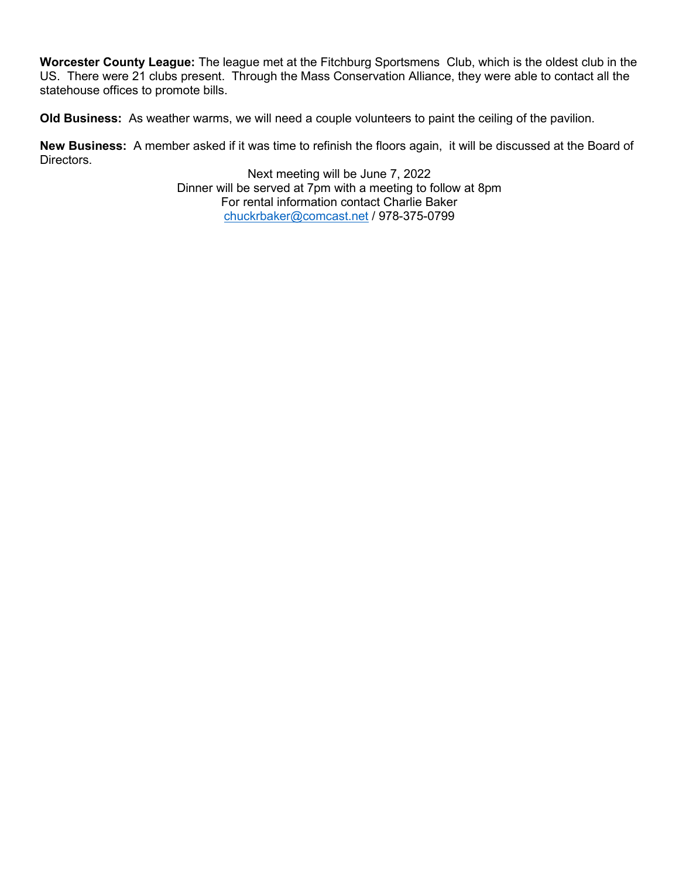**Worcester County League:** The league met at the Fitchburg Sportsmens Club, which is the oldest club in the US. There were 21 clubs present. Through the Mass Conservation Alliance, they were able to contact all the statehouse offices to promote bills.

**Old Business:** As weather warms, we will need a couple volunteers to paint the ceiling of the pavilion.

**New Business:** A member asked if it was time to refinish the floors again, it will be discussed at the Board of Directors.

Next meeting will be June 7, 2022
Dinner will be served at 7pm with a meeting to follow at 8pm
For rental information contact Charlie Baker
chuckrbaker@comcast.net / 978-375-0799